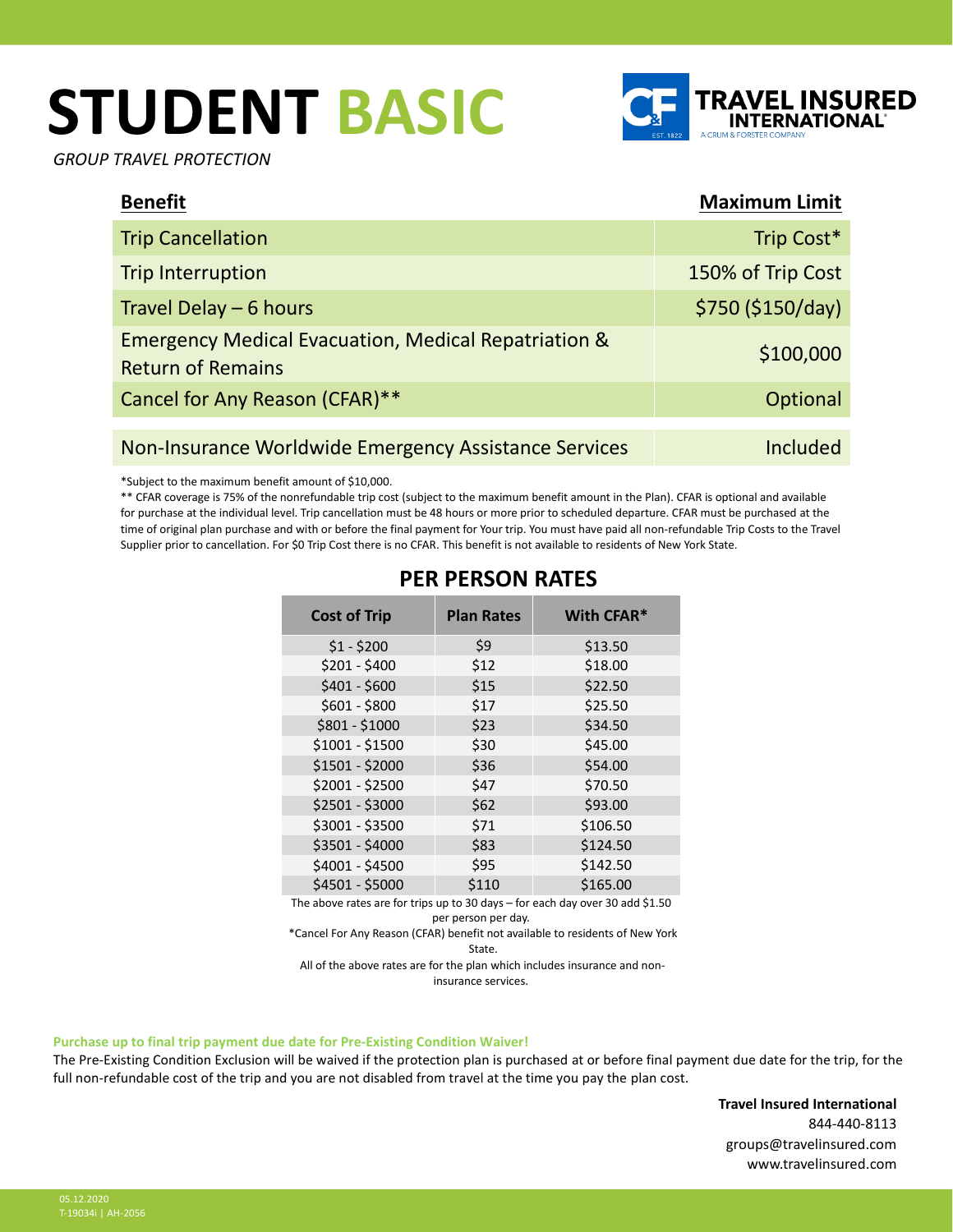# STUDENT BASIC

*GROUP TRAVEL PROTECTION*

TRAVEL INSURED INTERNATIONAL
A CRUM & FORSTER COMPANY

| **Benefit** | **Maximum Limit** |
|---|---|
| Trip Cancellation | Trip Cost* |
| Trip Interruption | 150% of Trip Cost |
| Travel Delay – 6 hours | $750 ($150/day) |
| Emergency Medical Evacuation, Medical Repatriation & Return of Remains | $100,000 |
| Cancel for Any Reason (CFAR)** | Optional |
| Non-Insurance Worldwide Emergency Assistance Services | Included |

*Subject to the maximum benefit amount of $10,000.

** CFAR coverage is 75% of the nonrefundable trip cost (subject to the maximum benefit amount in the Plan). CFAR is optional and available for purchase at the individual level. Trip cancellation must be 48 hours or more prior to scheduled departure. CFAR must be purchased at the time of original plan purchase and with or before the final payment for Your trip. You must have paid all non-refundable Trip Costs to the Travel Supplier prior to cancellation. For $0 Trip Cost there is no CFAR. This benefit is not available to residents of New York State.

## PER PERSON RATES

| Cost of Trip | Plan Rates | With CFAR* |
|---|---|---|
| $1 - $200 | $9 | $13.50 |
| $201 - $400 | $12 | $18.00 |
| $401 - $600 | $15 | $22.50 |
| $601 - $800 | $17 | $25.50 |
| $801 - $1000 | $23 | $34.50 |
| $1001 - $1500 | $30 | $45.00 |
| $1501 - $2000 | $36 | $54.00 |
| $2001 - $2500 | $47 | $70.50 |
| $2501 - $3000 | $62 | $93.00 |
| $3001 - $3500 | $71 | $106.50 |
| $3501 - $4000 | $83 | $124.50 |
| $4001 - $4500 | $95 | $142.50 |
| $4501 - $5000 | $110 | $165.00 |

The above rates are for trips up to 30 days – for each day over 30 add $1.50 per person per day.

*Cancel For Any Reason (CFAR) benefit not available to residents of New York State.

All of the above rates are for the plan which includes insurance and non-insurance services.

**Purchase up to final trip payment due date for Pre-Existing Condition Waiver!**

The Pre-Existing Condition Exclusion will be waived if the protection plan is purchased at or before final payment due date for the trip, for the full non-refundable cost of the trip and you are not disabled from travel at the time you pay the plan cost.

**Travel Insured International**
844-440-8113
groups@travelinsured.com
www.travelinsured.com

05.12.2020
T-19034i | AH-2056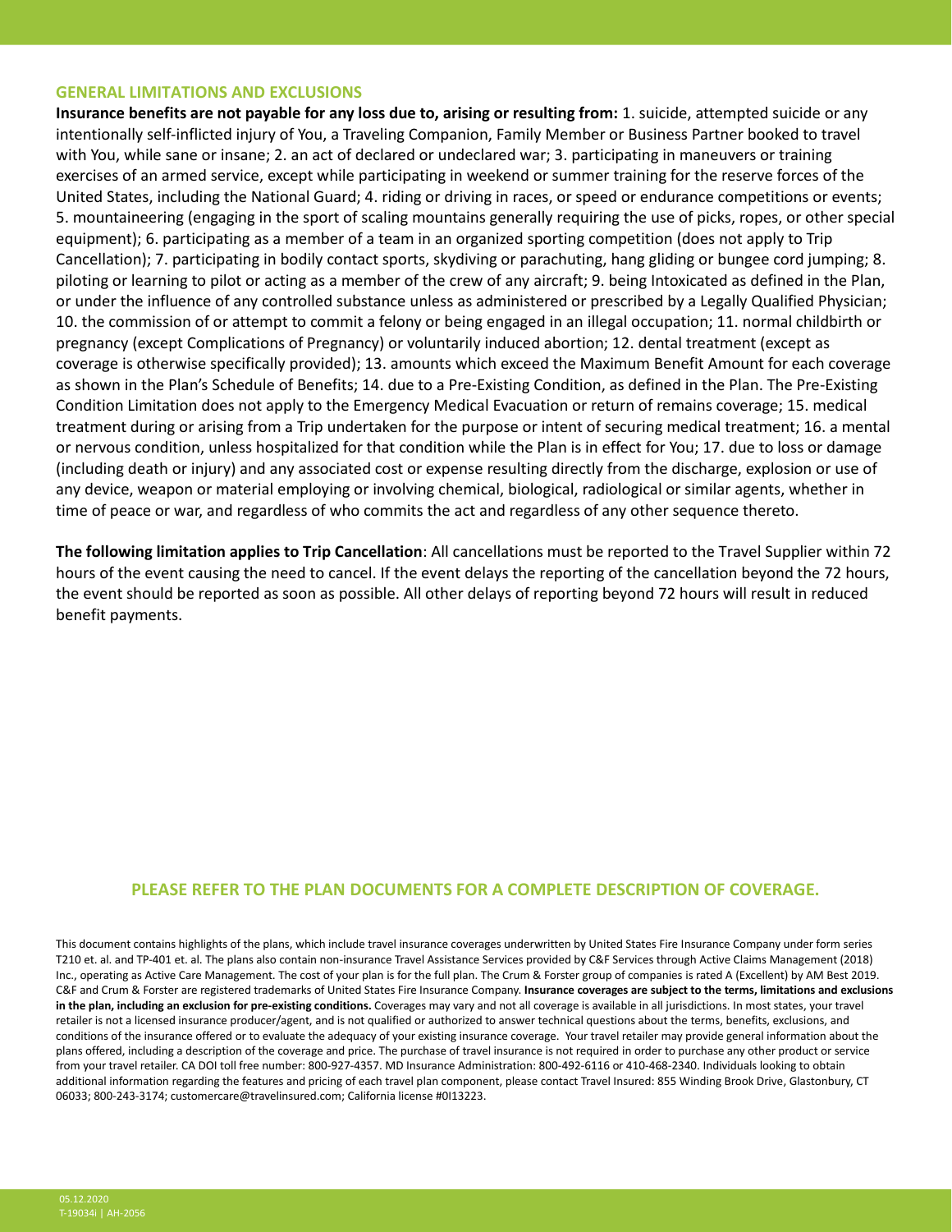## GENERAL LIMITATIONS AND EXCLUSIONS

**Insurance benefits are not payable for any loss due to, arising or resulting from:** 1. suicide, attempted suicide or any intentionally self-inflicted injury of You, a Traveling Companion, Family Member or Business Partner booked to travel with You, while sane or insane; 2. an act of declared or undeclared war; 3. participating in maneuvers or training exercises of an armed service, except while participating in weekend or summer training for the reserve forces of the United States, including the National Guard; 4. riding or driving in races, or speed or endurance competitions or events; 5. mountaineering (engaging in the sport of scaling mountains generally requiring the use of picks, ropes, or other special equipment); 6. participating as a member of a team in an organized sporting competition (does not apply to Trip Cancellation); 7. participating in bodily contact sports, skydiving or parachuting, hang gliding or bungee cord jumping; 8. piloting or learning to pilot or acting as a member of the crew of any aircraft; 9. being Intoxicated as defined in the Plan, or under the influence of any controlled substance unless as administered or prescribed by a Legally Qualified Physician; 10. the commission of or attempt to commit a felony or being engaged in an illegal occupation; 11. normal childbirth or pregnancy (except Complications of Pregnancy) or voluntarily induced abortion; 12. dental treatment (except as coverage is otherwise specifically provided); 13. amounts which exceed the Maximum Benefit Amount for each coverage as shown in the Plan's Schedule of Benefits; 14. due to a Pre-Existing Condition, as defined in the Plan. The Pre-Existing Condition Limitation does not apply to the Emergency Medical Evacuation or return of remains coverage; 15. medical treatment during or arising from a Trip undertaken for the purpose or intent of securing medical treatment; 16. a mental or nervous condition, unless hospitalized for that condition while the Plan is in effect for You; 17. due to loss or damage (including death or injury) and any associated cost or expense resulting directly from the discharge, explosion or use of any device, weapon or material employing or involving chemical, biological, radiological or similar agents, whether in time of peace or war, and regardless of who commits the act and regardless of any other sequence thereto.

**The following limitation applies to Trip Cancellation**: All cancellations must be reported to the Travel Supplier within 72 hours of the event causing the need to cancel. If the event delays the reporting of the cancellation beyond the 72 hours, the event should be reported as soon as possible. All other delays of reporting beyond 72 hours will result in reduced benefit payments.

**PLEASE REFER TO THE PLAN DOCUMENTS FOR A COMPLETE DESCRIPTION OF COVERAGE.**

This document contains highlights of the plans, which include travel insurance coverages underwritten by United States Fire Insurance Company under form series T210 et. al. and TP-401 et. al. The plans also contain non-insurance Travel Assistance Services provided by C&F Services through Active Claims Management (2018) Inc., operating as Active Care Management. The cost of your plan is for the full plan. The Crum & Forster group of companies is rated A (Excellent) by AM Best 2019. C&F and Crum & Forster are registered trademarks of United States Fire Insurance Company. **Insurance coverages are subject to the terms, limitations and exclusions in the plan, including an exclusion for pre-existing conditions.** Coverages may vary and not all coverage is available in all jurisdictions. In most states, your travel retailer is not a licensed insurance producer/agent, and is not qualified or authorized to answer technical questions about the terms, benefits, exclusions, and conditions of the insurance offered or to evaluate the adequacy of your existing insurance coverage. Your travel retailer may provide general information about the plans offered, including a description of the coverage and price. The purchase of travel insurance is not required in order to purchase any other product or service from your travel retailer. CA DOI toll free number: 800-927-4357. MD Insurance Administration: 800-492-6116 or 410-468-2340. Individuals looking to obtain additional information regarding the features and pricing of each travel plan component, please contact Travel Insured: 855 Winding Brook Drive, Glastonbury, CT 06033; 800-243-3174; customercare@travelinsured.com; California license #0I13223.

05.12.2020
T-19034i | AH-2056